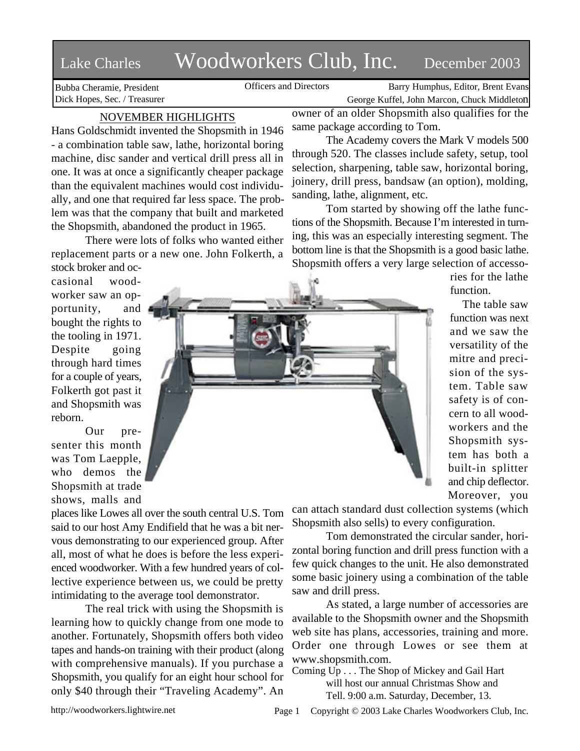# Lake Charles Woodworkers Club, Inc. December 2003

Bubba Cheramie, President
Dick Hopes, Sec. / Treasurer

Officers and Directors

Barry Humphus, Editor, Brent Evans
George Kuffel, John Marcon, Chuck Middleton

## NOVEMBER HIGHLIGHTS

Hans Goldschmidt invented the Shopsmith in 1946 - a combination table saw, lathe, horizontal boring machine, disc sander and vertical drill press all in one. It was at once a significantly cheaper package than the equivalent machines would cost individually, and one that required far less space. The problem was that the company that built and marketed the Shopsmith, abandoned the product in 1965.

There were lots of folks who wanted either replacement parts or a new one. John Folkerth, a stock broker and occasional woodworker saw an opportunity, and bought the rights to the tooling in 1971. Despite going through hard times for a couple of years, Folkerth got past it and Shopsmith was reborn.

Our presenter this month was Tom Laepple, who demos the Shopsmith at trade shows, malls and places like Lowes all over the south central U.S. Tom said to our host Amy Endifield that he was a bit nervous demonstrating to our experienced group. After all, most of what he does is before the less experienced woodworker. With a few hundred years of collective experience between us, we could be pretty intimidating to the average tool demonstrator.

The real trick with using the Shopsmith is learning how to quickly change from one mode to another. Fortunately, Shopsmith offers both video tapes and hands-on training with their product (along with comprehensive manuals). If you purchase a Shopsmith, you qualify for an eight hour school for only $40 through their "Traveling Academy". An owner of an older Shopsmith also qualifies for the same package according to Tom.

The Academy covers the Mark V models 500 through 520. The classes include safety, setup, tool selection, sharpening, table saw, horizontal boring, joinery, drill press, bandsaw (an option), molding, sanding, lathe, alignment, etc.

Tom started by showing off the lathe functions of the Shopsmith. Because I'm interested in turning, this was an especially interesting segment. The bottom line is that the Shopsmith is a good basic lathe. Shopsmith offers a very large selection of accessories for the lathe function.

The table saw function was next and we saw the versatility of the mitre and precision of the system. Table saw safety is of concern to all woodworkers and the Shopsmith system has both a built-in splitter and chip deflector. Moreover, you can attach standard dust collection systems (which Shopsmith also sells) to every configuration.

Tom demonstrated the circular sander, horizontal boring function and drill press function with a few quick changes to the unit. He also demonstrated some basic joinery using a combination of the table saw and drill press.

As stated, a large number of accessories are available to the Shopsmith owner and the Shopsmith web site has plans, accessories, training and more. Order one through Lowes or see them at www.shopsmith.com.

Coming Up . . . The Shop of Mickey and Gail Hart will host our annual Christmas Show and Tell. 9:00 a.m. Saturday, December, 13.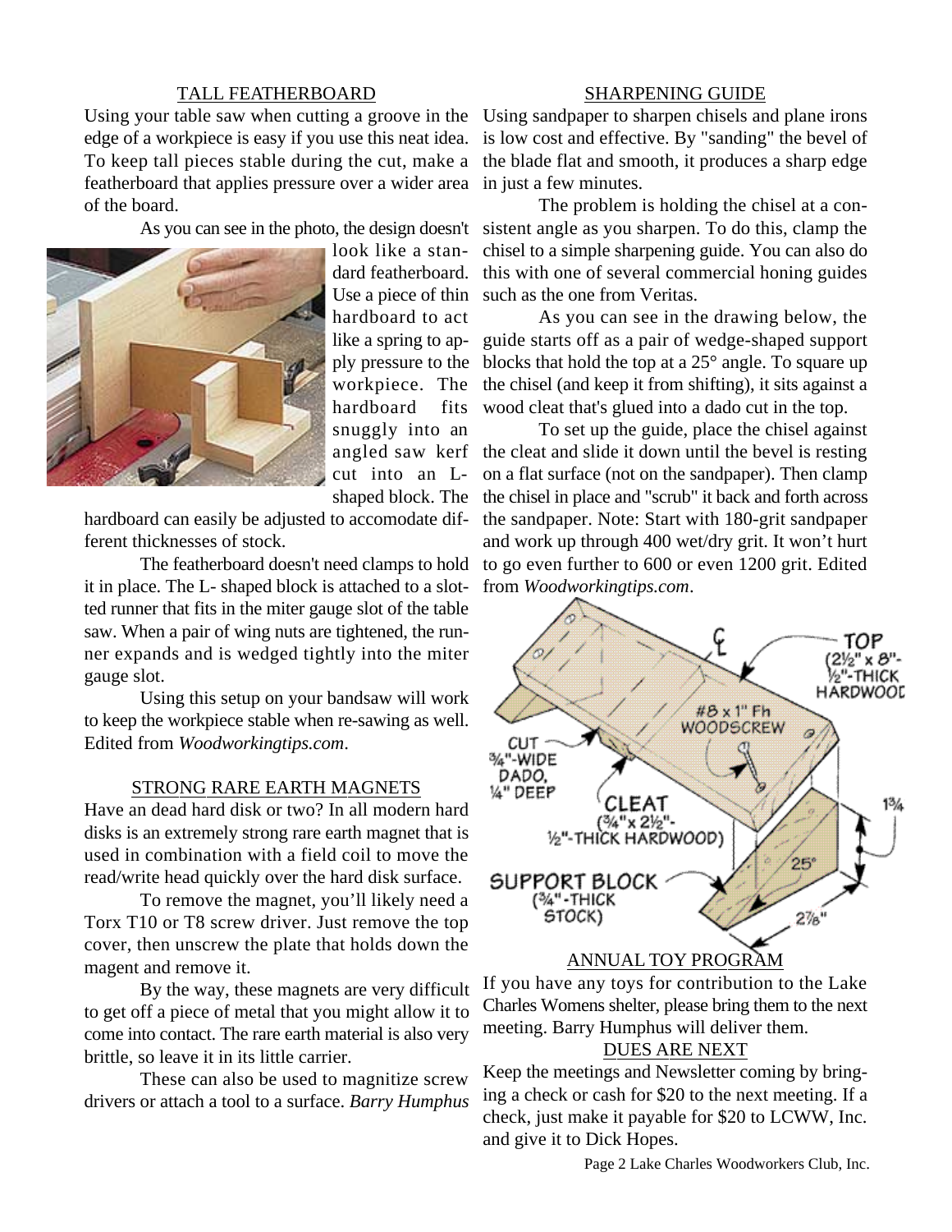## TALL FEATHERBOARD

Using your table saw when cutting a groove in the edge of a workpiece is easy if you use this neat idea. To keep tall pieces stable during the cut, make a featherboard that applies pressure over a wider area of the board.

As you can see in the photo, the design doesn't look like a standard featherboard. Use a piece of thin hardboard to act like a spring to apply pressure to the workpiece. The hardboard fits snuggly into an angled saw kerf cut into an L-shaped block. The hardboard can easily be adjusted to accomodate different thicknesses of stock.

The featherboard doesn't need clamps to hold it in place. The L- shaped block is attached to a slotted runner that fits in the miter gauge slot of the table saw. When a pair of wing nuts are tightened, the runner expands and is wedged tightly into the miter gauge slot.

Using this setup on your bandsaw will work to keep the workpiece stable when re-sawing as well. Edited from *Woodworkingtips.com*.

## STRONG RARE EARTH MAGNETS

Have an dead hard disk or two? In all modern hard disks is an extremely strong rare earth magnet that is used in combination with a field coil to move the read/write head quickly over the hard disk surface.

To remove the magnet, you'll likely need a Torx T10 or T8 screw driver. Just remove the top cover, then unscrew the plate that holds down the magent and remove it.

By the way, these magnets are very difficult to get off a piece of metal that you might allow it to come into contact. The rare earth material is also very brittle, so leave it in its little carrier.

These can also be used to magnitize screw drivers or attach a tool to a surface. *Barry Humphus*

## SHARPENING GUIDE

Using sandpaper to sharpen chisels and plane irons is low cost and effective. By "sanding" the bevel of the blade flat and smooth, it produces a sharp edge in just a few minutes.

The problem is holding the chisel at a consistent angle as you sharpen. To do this, clamp the chisel to a simple sharpening guide. You can also do this with one of several commercial honing guides such as the one from Veritas.

As you can see in the drawing below, the guide starts off as a pair of wedge-shaped support blocks that hold the top at a 25° angle. To square up the chisel (and keep it from shifting), it sits against a wood cleat that's glued into a dado cut in the top.

To set up the guide, place the chisel against the cleat and slide it down until the bevel is resting on a flat surface (not on the sandpaper). Then clamp the chisel in place and "scrub" it back and forth across the sandpaper. Note: Start with 180-grit sandpaper and work up through 400 wet/dry grit. It won't hurt to go even further to 600 or even 1200 grit. Edited from *Woodworkingtips.com*.

## ANNUAL TOY PROGRAM

If you have any toys for contribution to the Lake Charles Womens shelter, please bring them to the next meeting. Barry Humphus will deliver them.

## DUES ARE NEXT

Keep the meetings and Newsletter coming by bringing a check or cash for $20 to the next meeting. If a check, just make it payable for $20 to LCWW, Inc. and give it to Dick Hopes.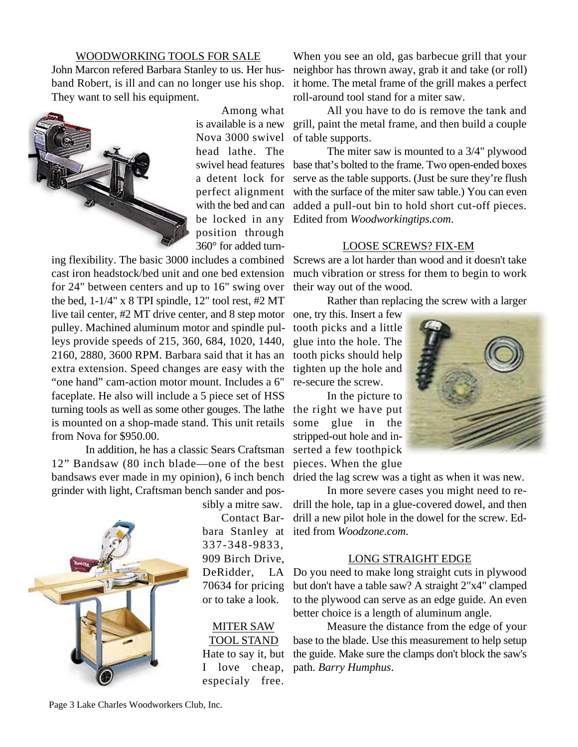## WOODWORKING TOOLS FOR SALE

John Marcon refered Barbara Stanley to us. Her husband Robert, is ill and can no longer use his shop. They want to sell his equipment.

Among what is available is a new Nova 3000 swivel head lathe. The swivel head features a detent lock for perfect alignment with the bed and can be locked in any position through 360° for added turning flexibility. The basic 3000 includes a combined cast iron headstock/bed unit and one bed extension for 24" between centers and up to 16" swing over the bed, 1-1/4" x 8 TPI spindle, 12" tool rest, #2 MT live tail center, #2 MT drive center, and 8 step motor pulley. Machined aluminum motor and spindle pulleys provide speeds of 215, 360, 684, 1020, 1440, 2160, 2880, 3600 RPM. Barbara said that it has an extra extension. Speed changes are easy with the "one hand" cam-action motor mount. Includes a 6" faceplate. He also will include a 5 piece set of HSS turning tools as well as some other gouges. The lathe is mounted on a shop-made stand. This unit retails from Nova for $950.00.

In addition, he has a classic Sears Craftsman 12" Bandsaw (80 inch blade—one of the best bandsaws ever made in my opinion), 6 inch bench grinder with light, Craftsman bench sander and possibly a mitre saw.

Contact Barbara Stanley at 337-348-9833, 909 Birch Drive, DeRidder, LA 70634 for pricing or to take a look.

## MITER SAW TOOL STAND

Hate to say it, but I love cheap, especialy free. When you see an old, gas barbecue grill that your neighbor has thrown away, grab it and take (or roll) it home. The metal frame of the grill makes a perfect roll-around tool stand for a miter saw.

All you have to do is remove the tank and grill, paint the metal frame, and then build a couple of table supports.

The miter saw is mounted to a 3/4" plywood base that's bolted to the frame. Two open-ended boxes serve as the table supports. (Just be sure they're flush with the surface of the miter saw table.) You can even added a pull-out bin to hold short cut-off pieces. Edited from *Woodworkingtips.com*.

## LOOSE SCREWS? FIX-EM

Screws are a lot harder than wood and it doesn't take much vibration or stress for them to begin to work their way out of the wood.

Rather than replacing the screw with a larger one, try this. Insert a few tooth picks and a little glue into the hole. The tooth picks should help tighten up the hole and re-secure the screw.

In the picture to the right we have put some glue in the stripped-out hole and inserted a few toothpick pieces. When the glue dried the lag screw was a tight as when it was new.

In more severe cases you might need to redrill the hole, tap in a glue-covered dowel, and then drill a new pilot hole in the dowel for the screw. Edited from *Woodzone.com*.

## LONG STRAIGHT EDGE

Do you need to make long straight cuts in plywood but don't have a table saw? A straight 2"x4" clamped to the plywood can serve as an edge guide. An even better choice is a length of aluminum angle.

Measure the distance from the edge of your base to the blade. Use this measurement to help setup the guide. Make sure the clamps don't block the saw's path. *Barry Humphus*.